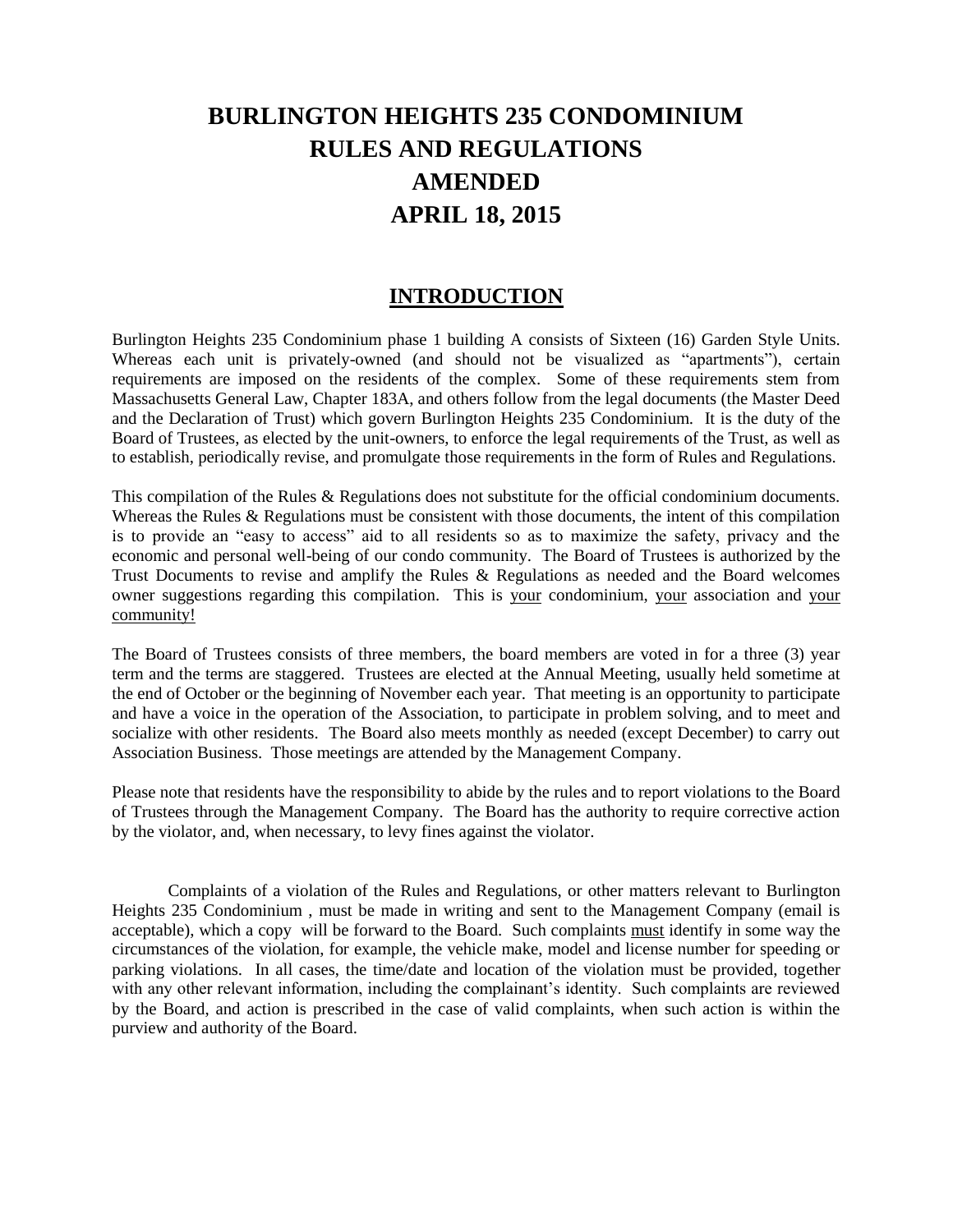# BURLINGTON HEIGHTS 235 CONDOMINIUM RULES AND REGULATIONS AMENDED APRIL 18, 2015

## INTRODUCTION

Burlington Heights 235 Condominium phase 1 building A consists of Sixteen (16) Garden Style Units. Whereas each unit is privately-owned (and should not be visualized as "apartments"), certain requirements are imposed on the residents of the complex. Some of these requirements stem from Massachusetts General Law, Chapter 183A, and others follow from the legal documents (the Master Deed and the Declaration of Trust) which govern Burlington Heights 235 Condominium. It is the duty of the Board of Trustees, as elected by the unit-owners, to enforce the legal requirements of the Trust, as well as to establish, periodically revise, and promulgate those requirements in the form of Rules and Regulations.

This compilation of the Rules & Regulations does not substitute for the official condominium documents. Whereas the Rules & Regulations must be consistent with those documents, the intent of this compilation is to provide an "easy to access" aid to all residents so as to maximize the safety, privacy and the economic and personal well-being of our condo community. The Board of Trustees is authorized by the Trust Documents to revise and amplify the Rules & Regulations as needed and the Board welcomes owner suggestions regarding this compilation. This is <u>your</u> condominium, <u>your</u> association and <u>your community!</u>

The Board of Trustees consists of three members, the board members are voted in for a three (3) year term and the terms are staggered. Trustees are elected at the Annual Meeting, usually held sometime at the end of October or the beginning of November each year. That meeting is an opportunity to participate and have a voice in the operation of the Association, to participate in problem solving, and to meet and socialize with other residents. The Board also meets monthly as needed (except December) to carry out Association Business. Those meetings are attended by the Management Company.

Please note that residents have the responsibility to abide by the rules and to report violations to the Board of Trustees through the Management Company. The Board has the authority to require corrective action by the violator, and, when necessary, to levy fines against the violator.

Complaints of a violation of the Rules and Regulations, or other matters relevant to Burlington Heights 235 Condominium , must be made in writing and sent to the Management Company (email is acceptable), which a copy will be forward to the Board. Such complaints <u>must</u> identify in some way the circumstances of the violation, for example, the vehicle make, model and license number for speeding or parking violations. In all cases, the time/date and location of the violation must be provided, together with any other relevant information, including the complainant's identity. Such complaints are reviewed by the Board, and action is prescribed in the case of valid complaints, when such action is within the purview and authority of the Board.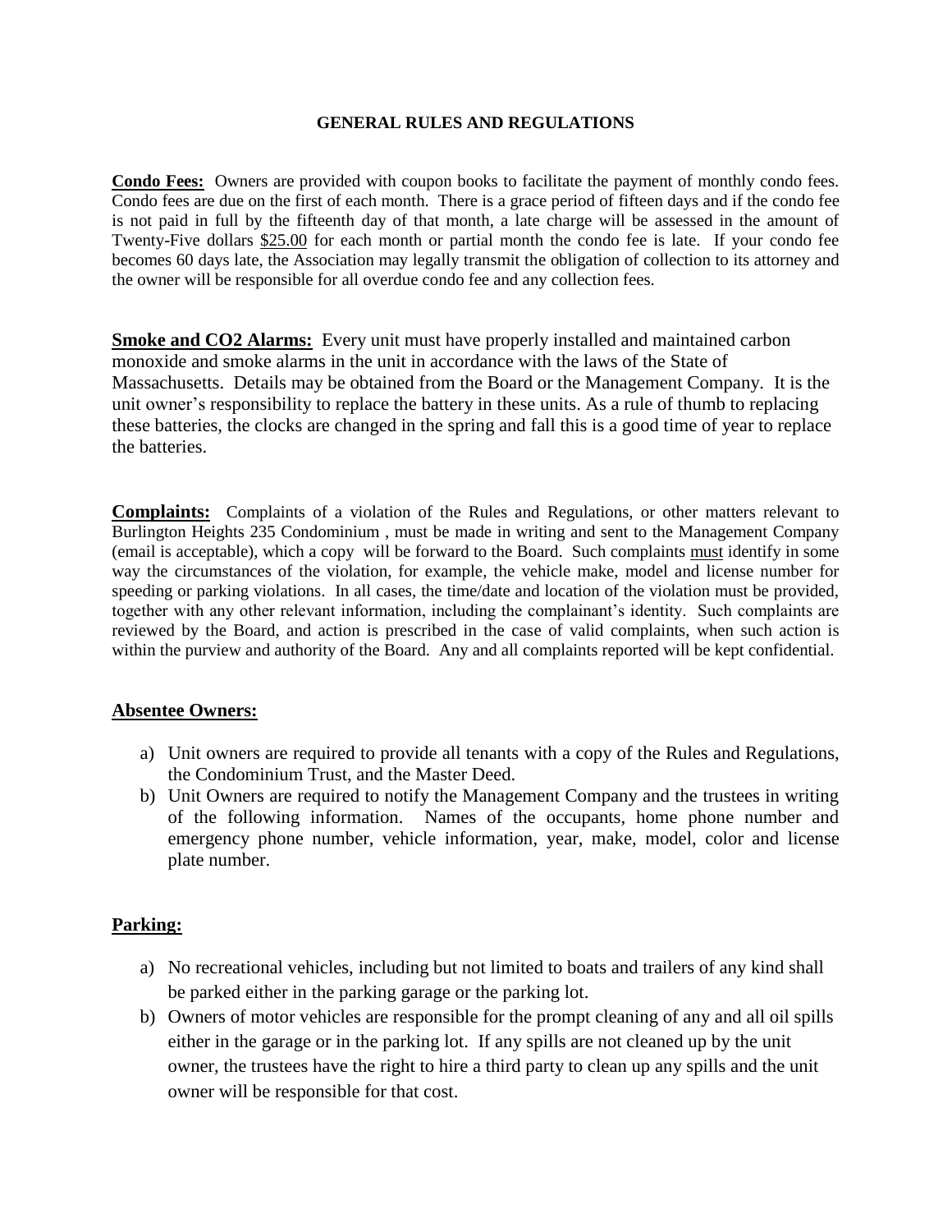# GENERAL RULES AND REGULATIONS

**Condo Fees:** Owners are provided with coupon books to facilitate the payment of monthly condo fees. Condo fees are due on the first of each month. There is a grace period of fifteen days and if the condo fee is not paid in full by the fifteenth day of that month, a late charge will be assessed in the amount of Twenty-Five dollars $25.00 for each month or partial month the condo fee is late. If your condo fee becomes 60 days late, the Association may legally transmit the obligation of collection to its attorney and the owner will be responsible for all overdue condo fee and any collection fees.

**Smoke and CO2 Alarms:** Every unit must have properly installed and maintained carbon monoxide and smoke alarms in the unit in accordance with the laws of the State of Massachusetts. Details may be obtained from the Board or the Management Company. It is the unit owner's responsibility to replace the battery in these units. As a rule of thumb to replacing these batteries, the clocks are changed in the spring and fall this is a good time of year to replace the batteries.

**Complaints:** Complaints of a violation of the Rules and Regulations, or other matters relevant to Burlington Heights 235 Condominium , must be made in writing and sent to the Management Company (email is acceptable), which a copy will be forward to the Board. Such complaints must identify in some way the circumstances of the violation, for example, the vehicle make, model and license number for speeding or parking violations. In all cases, the time/date and location of the violation must be provided, together with any other relevant information, including the complainant's identity. Such complaints are reviewed by the Board, and action is prescribed in the case of valid complaints, when such action is within the purview and authority of the Board. Any and all complaints reported will be kept confidential.

**Absentee Owners:**

a) Unit owners are required to provide all tenants with a copy of the Rules and Regulations, the Condominium Trust, and the Master Deed.
b) Unit Owners are required to notify the Management Company and the trustees in writing of the following information. Names of the occupants, home phone number and emergency phone number, vehicle information, year, make, model, color and license plate number.

**Parking:**

a) No recreational vehicles, including but not limited to boats and trailers of any kind shall be parked either in the parking garage or the parking lot.
b) Owners of motor vehicles are responsible for the prompt cleaning of any and all oil spills either in the garage or in the parking lot. If any spills are not cleaned up by the unit owner, the trustees have the right to hire a third party to clean up any spills and the unit owner will be responsible for that cost.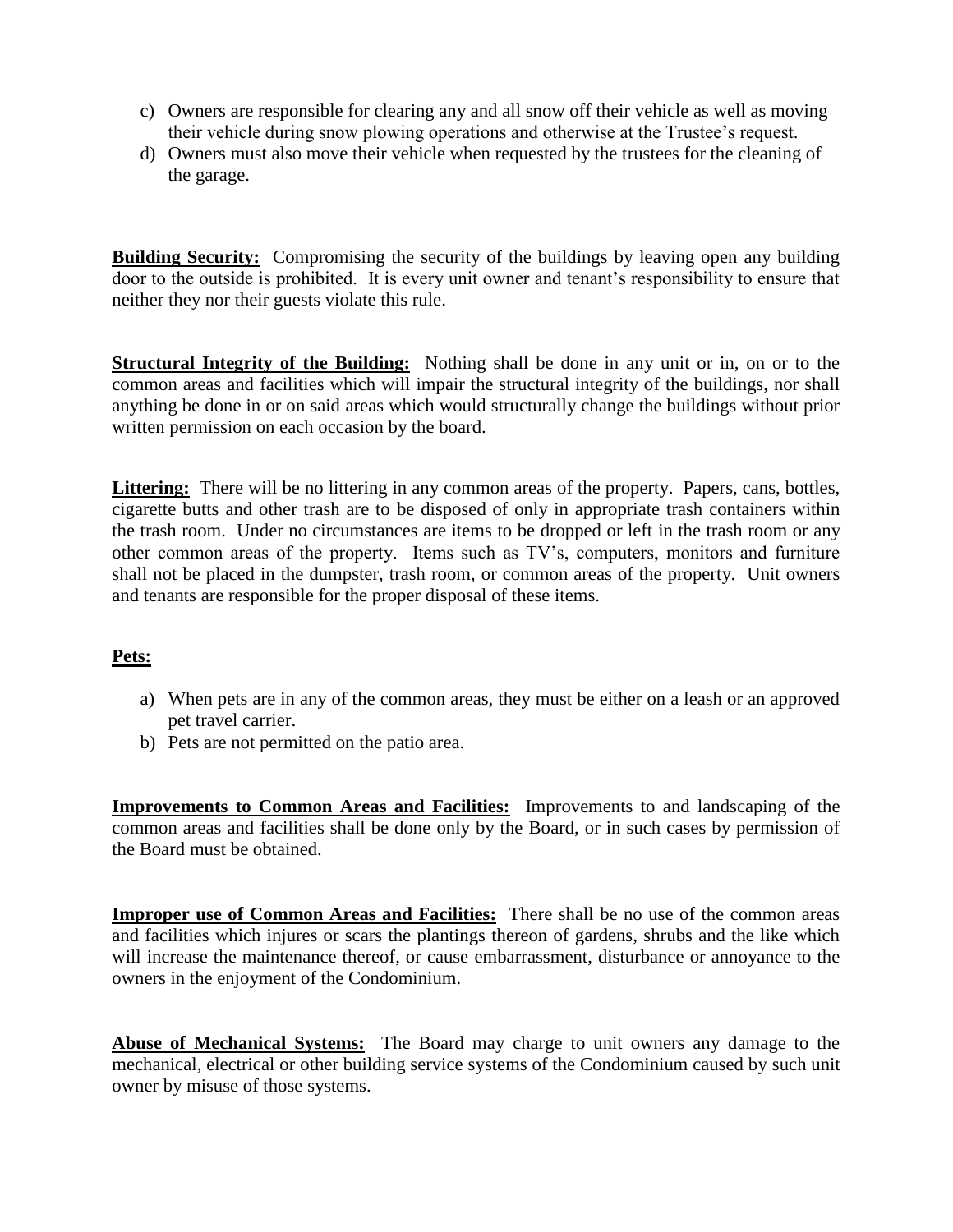c) Owners are responsible for clearing any and all snow off their vehicle as well as moving their vehicle during snow plowing operations and otherwise at the Trustee's request.
d) Owners must also move their vehicle when requested by the trustees for the cleaning of the garage.

**Building Security:** Compromising the security of the buildings by leaving open any building door to the outside is prohibited. It is every unit owner and tenant's responsibility to ensure that neither they nor their guests violate this rule.

**Structural Integrity of the Building:** Nothing shall be done in any unit or in, on or to the common areas and facilities which will impair the structural integrity of the buildings, nor shall anything be done in or on said areas which would structurally change the buildings without prior written permission on each occasion by the board.

**Littering:** There will be no littering in any common areas of the property. Papers, cans, bottles, cigarette butts and other trash are to be disposed of only in appropriate trash containers within the trash room. Under no circumstances are items to be dropped or left in the trash room or any other common areas of the property. Items such as TV's, computers, monitors and furniture shall not be placed in the dumpster, trash room, or common areas of the property. Unit owners and tenants are responsible for the proper disposal of these items.

**Pets:**

a) When pets are in any of the common areas, they must be either on a leash or an approved pet travel carrier.
b) Pets are not permitted on the patio area.

**Improvements to Common Areas and Facilities:** Improvements to and landscaping of the common areas and facilities shall be done only by the Board, or in such cases by permission of the Board must be obtained.

**Improper use of Common Areas and Facilities:** There shall be no use of the common areas and facilities which injures or scars the plantings thereon of gardens, shrubs and the like which will increase the maintenance thereof, or cause embarrassment, disturbance or annoyance to the owners in the enjoyment of the Condominium.

**Abuse of Mechanical Systems:** The Board may charge to unit owners any damage to the mechanical, electrical or other building service systems of the Condominium caused by such unit owner by misuse of those systems.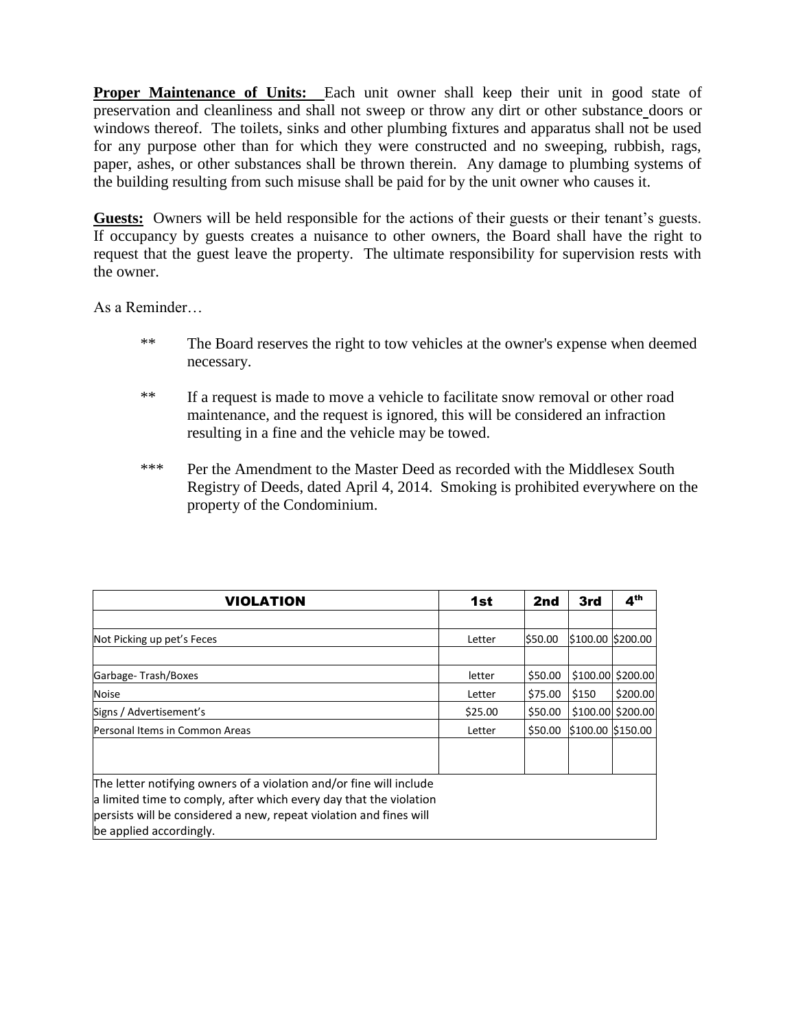**Proper Maintenance of Units:** Each unit owner shall keep their unit in good state of preservation and cleanliness and shall not sweep or throw any dirt or other substance doors or windows thereof. The toilets, sinks and other plumbing fixtures and apparatus shall not be used for any purpose other than for which they were constructed and no sweeping, rubbish, rags, paper, ashes, or other substances shall be thrown therein. Any damage to plumbing systems of the building resulting from such misuse shall be paid for by the unit owner who causes it.

**Guests:** Owners will be held responsible for the actions of their guests or their tenant's guests. If occupancy by guests creates a nuisance to other owners, the Board shall have the right to request that the guest leave the property. The ultimate responsibility for supervision rests with the owner.

As a Reminder…

** The Board reserves the right to tow vehicles at the owner's expense when deemed necessary.

** If a request is made to move a vehicle to facilitate snow removal or other road maintenance, and the request is ignored, this will be considered an infraction resulting in a fine and the vehicle may be towed.

*** Per the Amendment to the Master Deed as recorded with the Middlesex South Registry of Deeds, dated April 4, 2014. Smoking is prohibited everywhere on the property of the Condominium.

| VIOLATION | 1st | 2nd | 3rd | 4th |
|---|---|---|---|---|
| | | | | |
| Not Picking up pet's Feces | Letter | $50.00 | $100.00 | $200.00 |
| | | | | |
| Garbage- Trash/Boxes | letter | $50.00 | $100.00 | $200.00 |
| Noise | Letter | $75.00 | $150 | $200.00 |
| Signs / Advertisement's | $25.00 | $50.00 | $100.00 | $200.00 |
| Personal Items in Common Areas | Letter | $50.00 | $100.00 | $150.00 |
| | | | | |
| The letter notifying owners of a violation and/or fine will include a limited time to comply, after which every day that the violation persists will be considered a new, repeat violation and fines will be applied accordingly. | | | | |